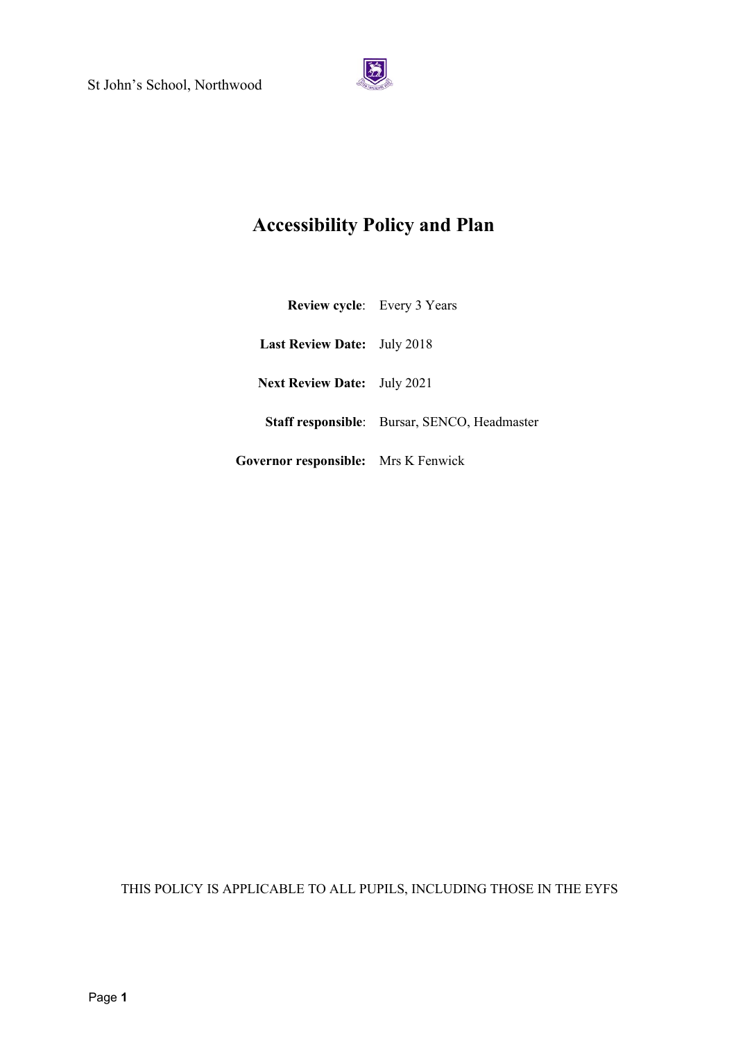St John's School, Northwood

# Accessibility Policy and Plan

**Review cycle**: Every 3 Years

**Last Review Date:** July 2018

**Next Review Date:** July 2021

**Staff responsible**: Bursar, SENCO, Headmaster

**Governor responsible:** Mrs K Fenwick

THIS POLICY IS APPLICABLE TO ALL PUPILS, INCLUDING THOSE IN THE EYFS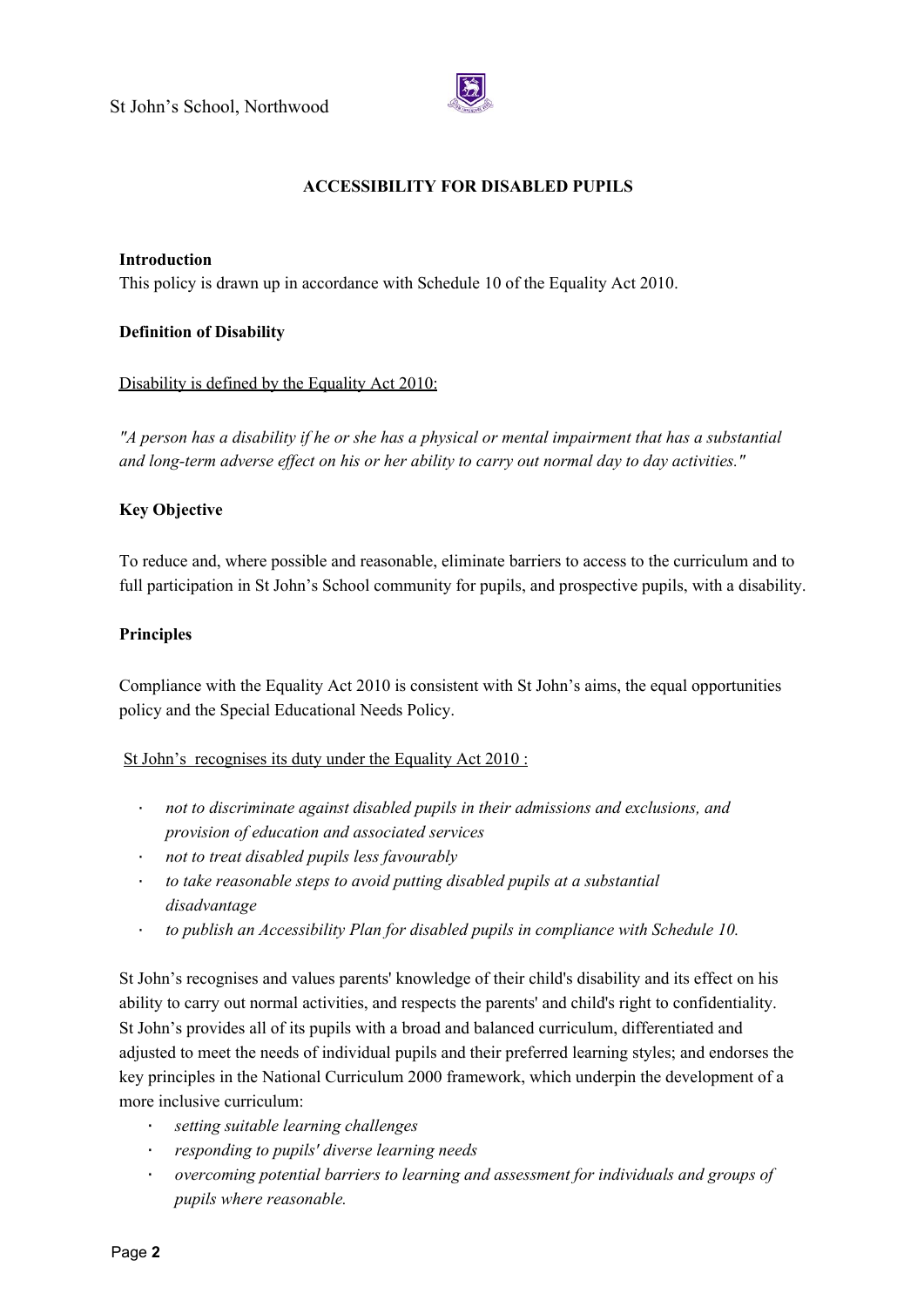# ACCESSIBILITY FOR DISABLED PUPILS

**Introduction**

This policy is drawn up in accordance with Schedule 10 of the Equality Act 2010.

**Definition of Disability**

Disability is defined by the Equality Act 2010:

*"A person has a disability if he or she has a physical or mental impairment that has a substantial and long-term adverse effect on his or her ability to carry out normal day to day activities."*

**Key Objective**

To reduce and, where possible and reasonable, eliminate barriers to access to the curriculum and to full participation in St John's School community for pupils, and prospective pupils, with a disability.

**Principles**

Compliance with the Equality Act 2010 is consistent with St John's aims, the equal opportunities policy and the Special Educational Needs Policy.

St John's recognises its duty under the Equality Act 2010 :

- *not to discriminate against disabled pupils in their admissions and exclusions, and provision of education and associated services*
- *not to treat disabled pupils less favourably*
- *to take reasonable steps to avoid putting disabled pupils at a substantial disadvantage*
- *to publish an Accessibility Plan for disabled pupils in compliance with Schedule 10.*

St John's recognises and values parents' knowledge of their child's disability and its effect on his ability to carry out normal activities, and respects the parents' and child's right to confidentiality. St John's provides all of its pupils with a broad and balanced curriculum, differentiated and adjusted to meet the needs of individual pupils and their preferred learning styles; and endorses the key principles in the National Curriculum 2000 framework, which underpin the development of a more inclusive curriculum:

- *setting suitable learning challenges*
- *responding to pupils' diverse learning needs*
- *overcoming potential barriers to learning and assessment for individuals and groups of pupils where reasonable.*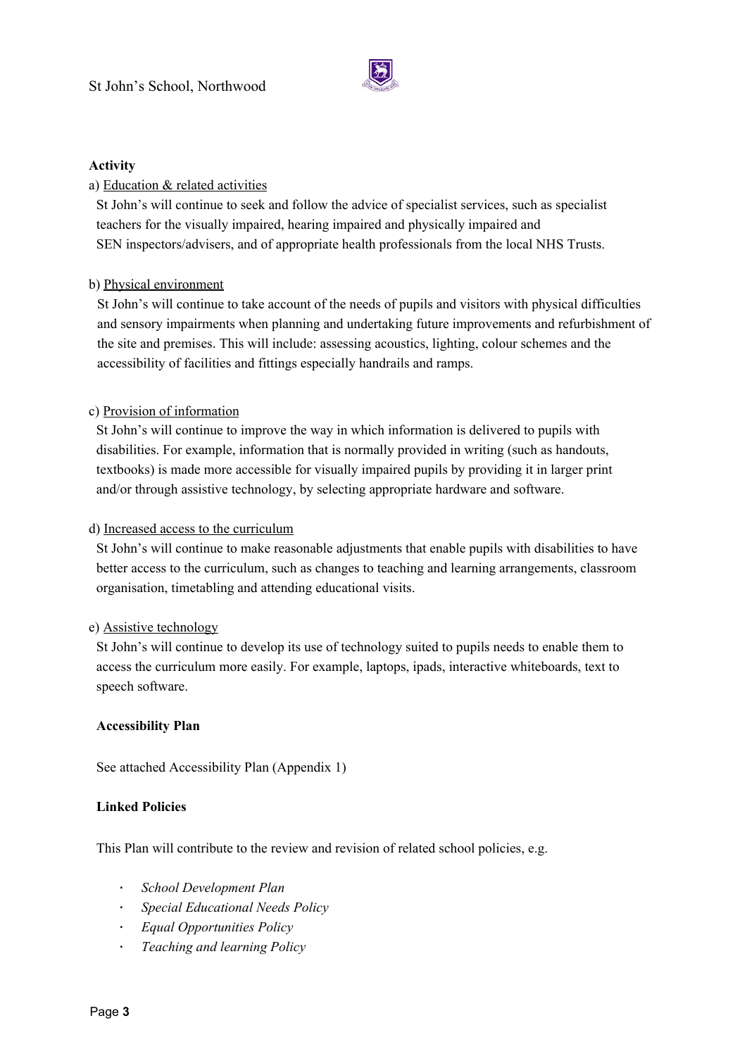**Activity**

a) Education & related activities

St John's will continue to seek and follow the advice of specialist services, such as specialist teachers for the visually impaired, hearing impaired and physically impaired and SEN inspectors/advisers, and of appropriate health professionals from the local NHS Trusts.

b) Physical environment

St John's will continue to take account of the needs of pupils and visitors with physical difficulties and sensory impairments when planning and undertaking future improvements and refurbishment of the site and premises. This will include: assessing acoustics, lighting, colour schemes and the accessibility of facilities and fittings especially handrails and ramps.

c) Provision of information

St John's will continue to improve the way in which information is delivered to pupils with disabilities. For example, information that is normally provided in writing (such as handouts, textbooks) is made more accessible for visually impaired pupils by providing it in larger print and/or through assistive technology, by selecting appropriate hardware and software.

d) Increased access to the curriculum

St John's will continue to make reasonable adjustments that enable pupils with disabilities to have better access to the curriculum, such as changes to teaching and learning arrangements, classroom organisation, timetabling and attending educational visits.

e) Assistive technology

St John's will continue to develop its use of technology suited to pupils needs to enable them to access the curriculum more easily. For example, laptops, ipads, interactive whiteboards, text to speech software.

**Accessibility Plan**

See attached Accessibility Plan (Appendix 1)

**Linked Policies**

This Plan will contribute to the review and revision of related school policies, e.g.

- *School Development Plan*
- *Special Educational Needs Policy*
- *Equal Opportunities Policy*
- *Teaching and learning Policy*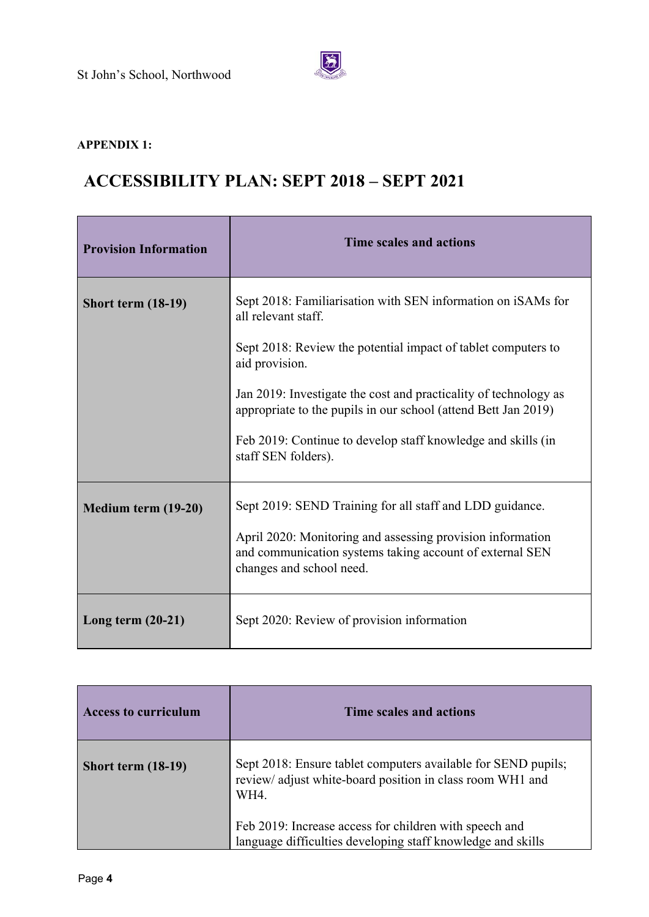**APPENDIX 1:**

# ACCESSIBILITY PLAN: SEPT 2018 – SEPT 2021

| Provision Information | Time scales and actions |
|---|---|
| **Short term (18-19)** | Sept 2018: Familiarisation with SEN information on iSAMs for all relevant staff.<br><br>Sept 2018: Review the potential impact of tablet computers to aid provision.<br><br>Jan 2019: Investigate the cost and practicality of technology as appropriate to the pupils in our school (attend Bett Jan 2019)<br><br>Feb 2019: Continue to develop staff knowledge and skills (in staff SEN folders). |
| **Medium term (19-20)** | Sept 2019: SEND Training for all staff and LDD guidance.<br><br>April 2020: Monitoring and assessing provision information and communication systems taking account of external SEN changes and school need. |
| **Long term (20-21)** | Sept 2020: Review of provision information |

| Access to curriculum | Time scales and actions |
|---|---|
| **Short term (18-19)** | Sept 2018: Ensure tablet computers available for SEND pupils; review/ adjust white-board position in class room WH1 and WH4.<br><br>Feb 2019: Increase access for children with speech and language difficulties developing staff knowledge and skills |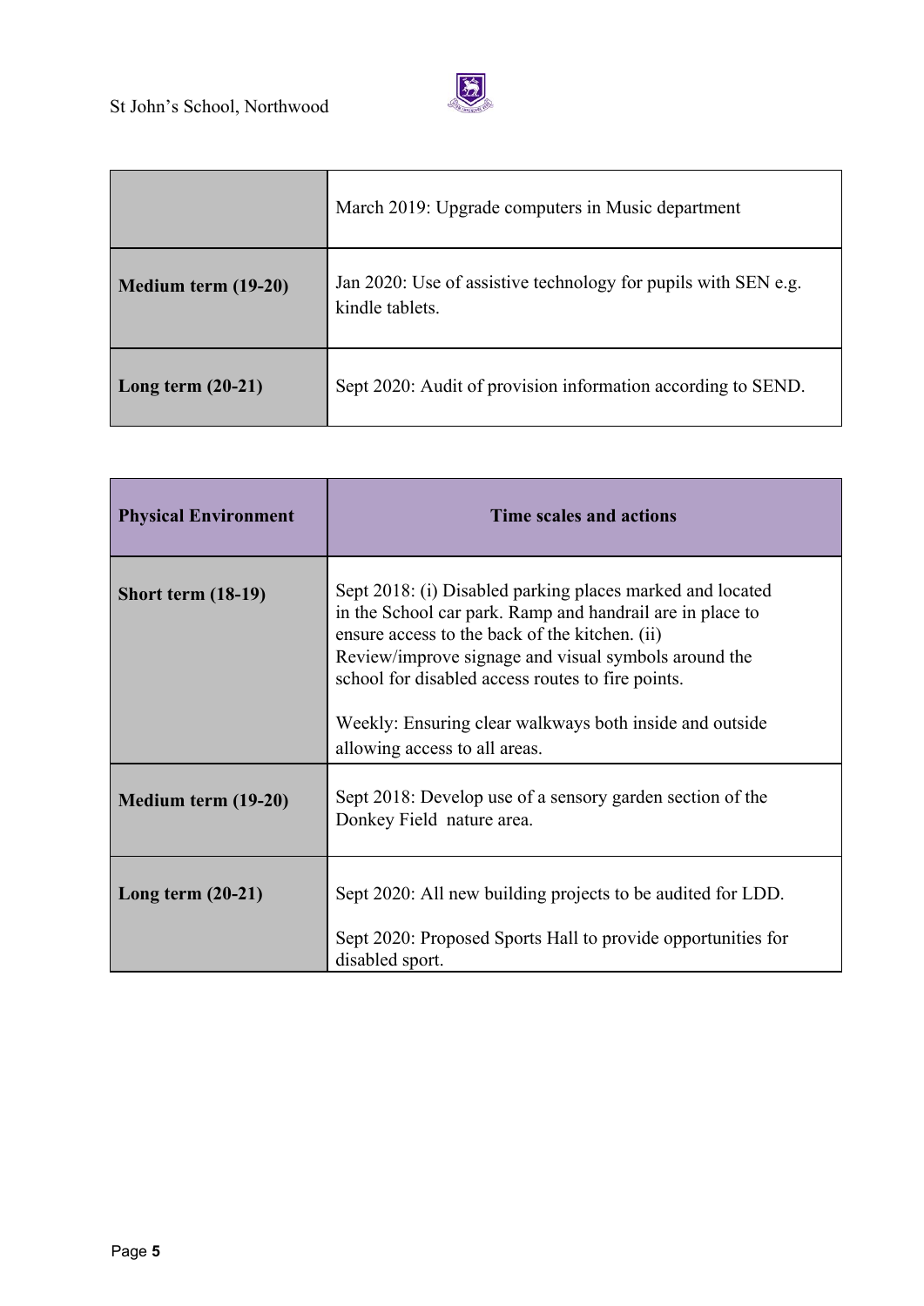| | |
|---|---|
| | March 2019: Upgrade computers in Music department |
| **Medium term (19-20)** | Jan 2020: Use of assistive technology for pupils with SEN e.g. kindle tablets. |
| **Long term (20-21)** | Sept 2020: Audit of provision information according to SEND. |

| **Physical Environment** | **Time scales and actions** |
|---|---|
| **Short term (18-19)** | Sept 2018: (i) Disabled parking places marked and located in the School car park. Ramp and handrail are in place to ensure access to the back of the kitchen. (ii) Review/improve signage and visual symbols around the school for disabled access routes to fire points.<br><br>Weekly: Ensuring clear walkways both inside and outside allowing access to all areas. |
| **Medium term (19-20)** | Sept 2018: Develop use of a sensory garden section of the Donkey Field nature area. |
| **Long term (20-21)** | Sept 2020: All new building projects to be audited for LDD.<br><br>Sept 2020: Proposed Sports Hall to provide opportunities for disabled sport. |